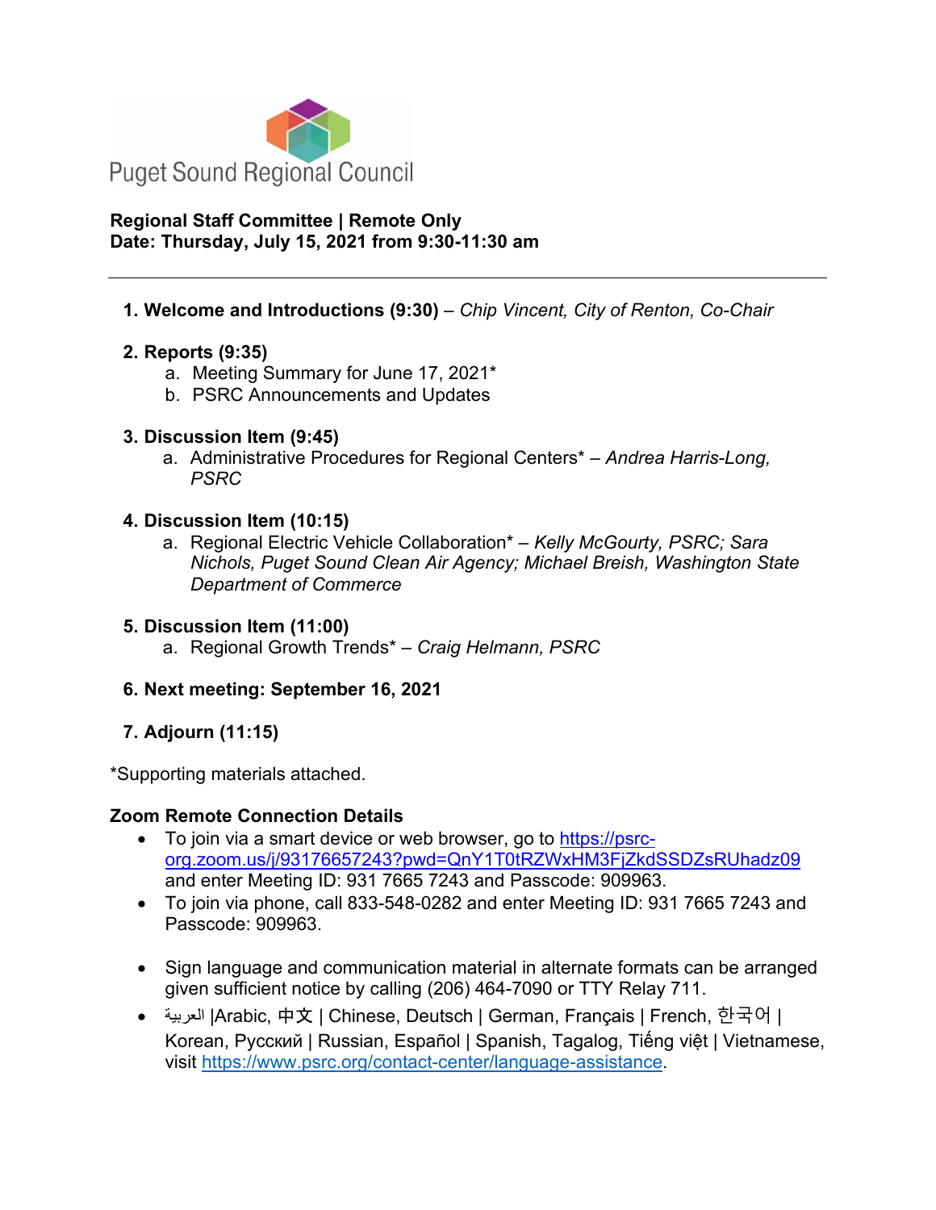Puget Sound Regional Council

**Regional Staff Committee | Remote Only**
**Date: Thursday, July 15, 2021 from 9:30-11:30 am**

---

1. **Welcome and Introductions (9:30)** – *Chip Vincent, City of Renton, Co-Chair*

2. **Reports (9:35)**
   a. Meeting Summary for June 17, 2021*
   b. PSRC Announcements and Updates

3. **Discussion Item (9:45)**
   a. Administrative Procedures for Regional Centers* – *Andrea Harris-Long, PSRC*

4. **Discussion Item (10:15)**
   a. Regional Electric Vehicle Collaboration* – *Kelly McGourty, PSRC; Sara Nichols, Puget Sound Clean Air Agency; Michael Breish, Washington State Department of Commerce*

5. **Discussion Item (11:00)**
   a. Regional Growth Trends* – *Craig Helmann, PSRC*

6. **Next meeting: September 16, 2021**

7. **Adjourn (11:15)**

*Supporting materials attached.

**Zoom Remote Connection Details**

- To join via a smart device or web browser, go to https://psrc-org.zoom.us/j/93176657243?pwd=QnY1T0tRZWxHM3FjZkdSSDZsRUhadz09 and enter Meeting ID: 931 7665 7243 and Passcode: 909963.
- To join via phone, call 833-548-0282 and enter Meeting ID: 931 7665 7243 and Passcode: 909963.

- Sign language and communication material in alternate formats can be arranged given sufficient notice by calling (206) 464-7090 or TTY Relay 711.
- العربية |Arabic, 中文 | Chinese, Deutsch | German, Français | French, 한국어 | Korean, Русский | Russian, Español | Spanish, Tagalog, Tiếng việt | Vietnamese, visit https://www.psrc.org/contact-center/language-assistance.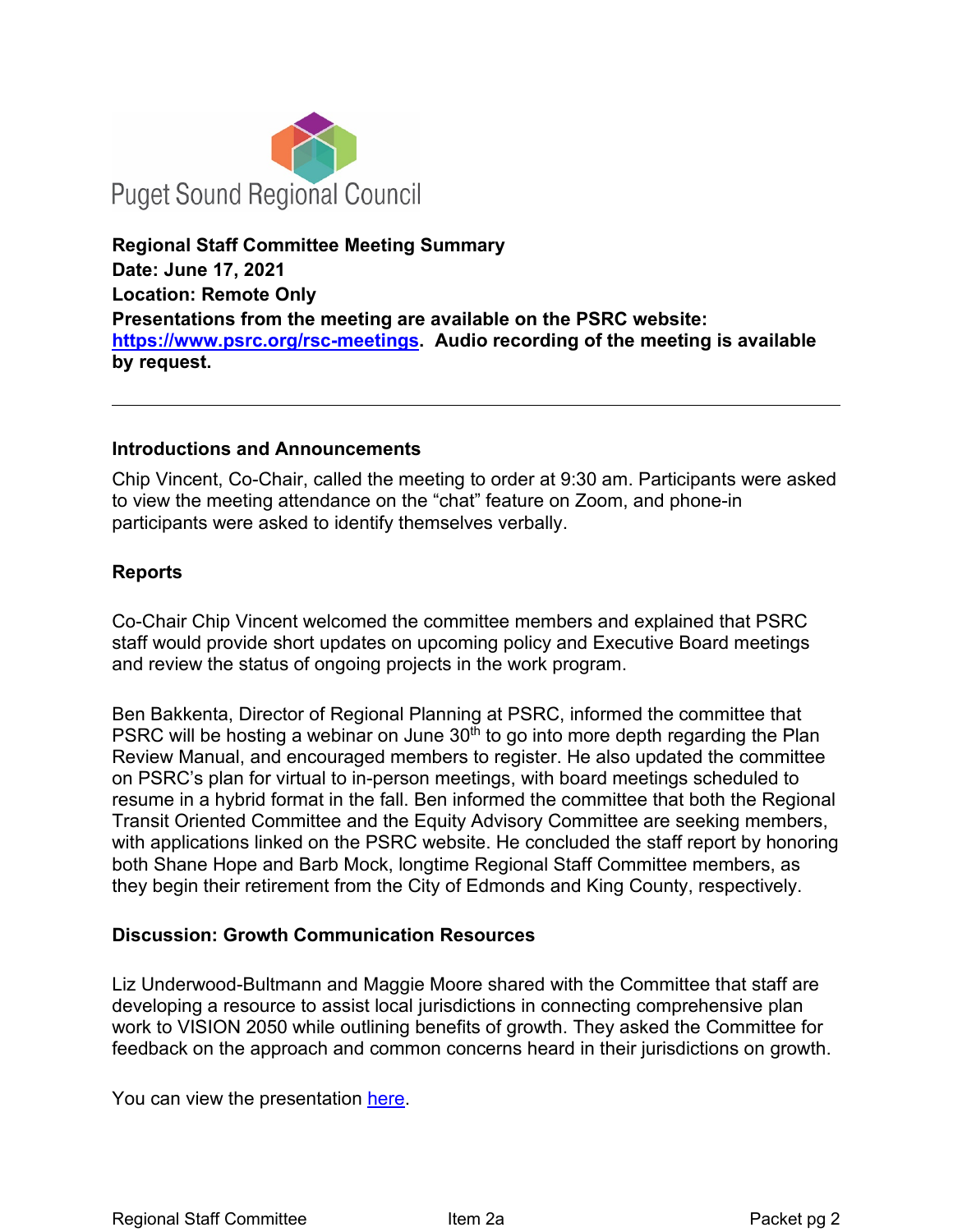Puget Sound Regional Council

**Regional Staff Committee Meeting Summary**
**Date: June 17, 2021**
**Location: Remote Only**
**Presentations from the meeting are available on the PSRC website: [https://www.psrc.org/rsc-meetings](https://www.psrc.org/rsc-meetings). Audio recording of the meeting is available by request.**

---

### Introductions and Announcements

Chip Vincent, Co-Chair, called the meeting to order at 9:30 am. Participants were asked to view the meeting attendance on the "chat" feature on Zoom, and phone-in participants were asked to identify themselves verbally.

### Reports

Co-Chair Chip Vincent welcomed the committee members and explained that PSRC staff would provide short updates on upcoming policy and Executive Board meetings and review the status of ongoing projects in the work program.

Ben Bakkenta, Director of Regional Planning at PSRC, informed the committee that PSRC will be hosting a webinar on June 30th to go into more depth regarding the Plan Review Manual, and encouraged members to register. He also updated the committee on PSRC's plan for virtual to in-person meetings, with board meetings scheduled to resume in a hybrid format in the fall. Ben informed the committee that both the Regional Transit Oriented Committee and the Equity Advisory Committee are seeking members, with applications linked on the PSRC website. He concluded the staff report by honoring both Shane Hope and Barb Mock, longtime Regional Staff Committee members, as they begin their retirement from the City of Edmonds and King County, respectively.

### Discussion: Growth Communication Resources

Liz Underwood-Bultmann and Maggie Moore shared with the Committee that staff are developing a resource to assist local jurisdictions in connecting comprehensive plan work to VISION 2050 while outlining benefits of growth. They asked the Committee for feedback on the approach and common concerns heard in their jurisdictions on growth.

You can view the presentation here.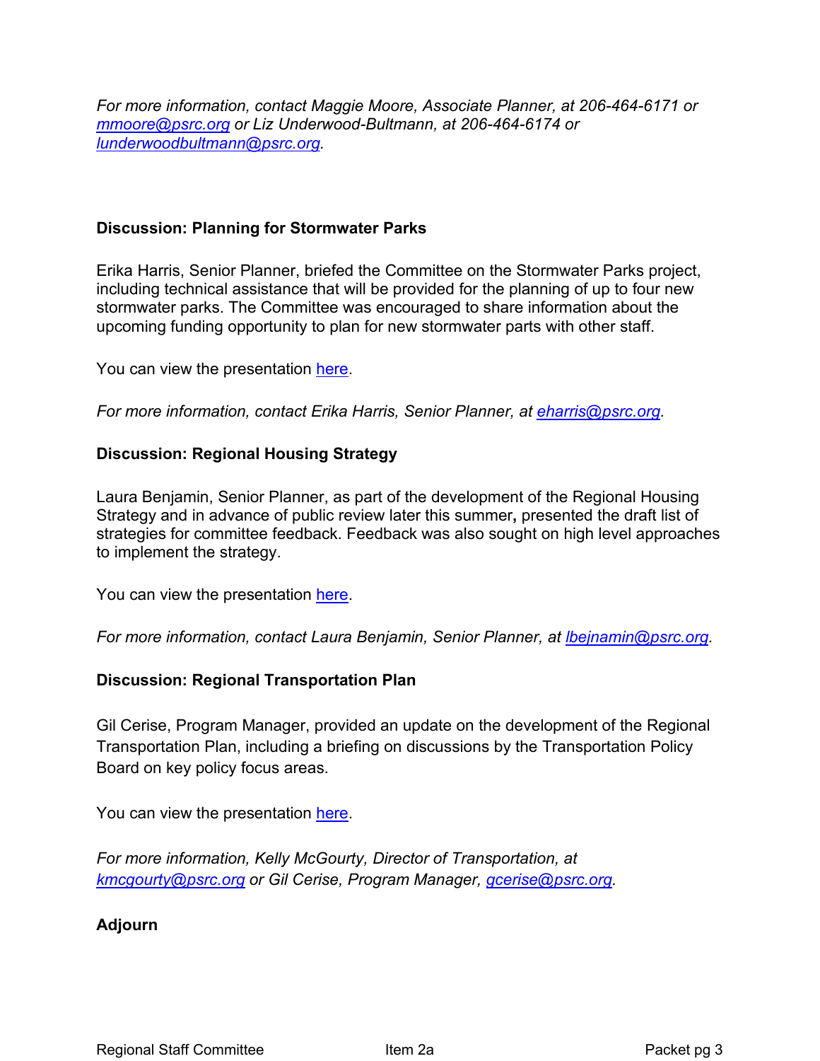*For more information, contact Maggie Moore, Associate Planner, at 206-464-6171 or [mmoore@psrc.org](mailto:mmoore@psrc.org) or Liz Underwood-Bultmann, at 206-464-6174 or [lunderwoodbultmann@psrc.org](mailto:lunderwoodbultmann@psrc.org).*

**Discussion: Planning for Stormwater Parks**

Erika Harris, Senior Planner, briefed the Committee on the Stormwater Parks project, including technical assistance that will be provided for the planning of up to four new stormwater parks. The Committee was encouraged to share information about the upcoming funding opportunity to plan for new stormwater parts with other staff.

You can view the presentation here.

*For more information, contact Erika Harris, Senior Planner, at [eharris@psrc.org](mailto:eharris@psrc.org).*

**Discussion: Regional Housing Strategy**

Laura Benjamin, Senior Planner, as part of the development of the Regional Housing Strategy and in advance of public review later this summer**,** presented the draft list of strategies for committee feedback. Feedback was also sought on high level approaches to implement the strategy.

You can view the presentation here.

*For more information, contact Laura Benjamin, Senior Planner, at [lbejnamin@psrc.org](mailto:lbejnamin@psrc.org).*

**Discussion: Regional Transportation Plan**

Gil Cerise, Program Manager, provided an update on the development of the Regional Transportation Plan, including a briefing on discussions by the Transportation Policy Board on key policy focus areas.

You can view the presentation here.

*For more information, Kelly McGourty, Director of Transportation, at [kmcgourty@psrc.org](mailto:kmcgourty@psrc.org) or Gil Cerise, Program Manager, [gcerise@psrc.org](mailto:gcerise@psrc.org).*

**Adjourn**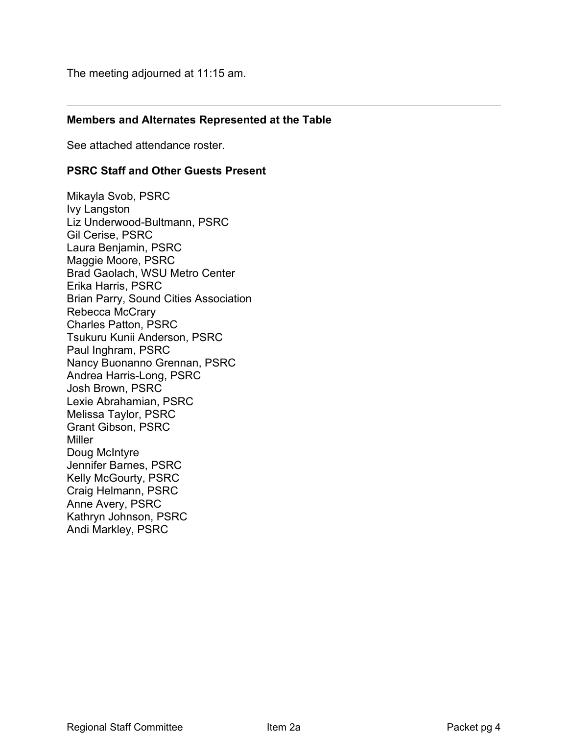The meeting adjourned at 11:15 am.

---

**Members and Alternates Represented at the Table**

See attached attendance roster.

**PSRC Staff and Other Guests Present**

Mikayla Svob, PSRC  
Ivy Langston  
Liz Underwood-Bultmann, PSRC  
Gil Cerise, PSRC  
Laura Benjamin, PSRC  
Maggie Moore, PSRC  
Brad Gaolach, WSU Metro Center  
Erika Harris, PSRC  
Brian Parry, Sound Cities Association  
Rebecca McCrary  
Charles Patton, PSRC  
Tsukuru Kunii Anderson, PSRC  
Paul Inghram, PSRC  
Nancy Buonanno Grennan, PSRC  
Andrea Harris-Long, PSRC  
Josh Brown, PSRC  
Lexie Abrahamian, PSRC  
Melissa Taylor, PSRC  
Grant Gibson, PSRC  
Miller  
Doug McIntyre  
Jennifer Barnes, PSRC  
Kelly McGourty, PSRC  
Craig Helmann, PSRC  
Anne Avery, PSRC  
Kathryn Johnson, PSRC  
Andi Markley, PSRC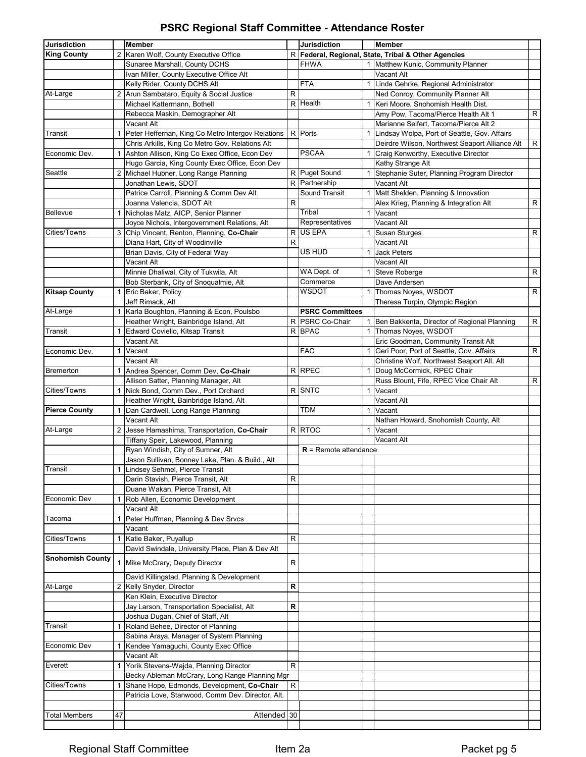# PSRC Regional Staff Committee - Attendance Roster

| Jurisdiction | | Member | | Jurisdiction | | Member | |
|---|---|---|---|---|---|---|---|
| **King County** | 2 | Karen Wolf, County Executive Office | R | **Federal, Regional, State, Tribal & Other Agencies** | | | |
| | | Sunaree Marshall, County DCHS | | FHWA | 1 | Matthew Kunic, Community Planner | |
| | | Ivan Miller, County Executive Office Alt | | | | Vacant Alt | |
| | | Kelly Rider, County DCHS Alt | | FTA | 1 | Linda Gehrke, Regional Administrator | |
| At-Large | 2 | Arun Sambataro, Equity & Social Justice | R | | | Ned Conroy, Community Planner Alt | |
| | | Michael Kattermann, Bothell | R | Health | 1 | Keri Moore, Snohomish Health Dist. | |
| | | Rebecca Maskin, Demographer Alt | | | | Amy Pow, Tacoma/Pierce Health Alt 1 | R |
| | | Vacant Alt | | | | Marianne Seifert, Tacoma/Pierce Alt 2 | |
| Transit | 1 | Peter Heffernan, King Co Metro Intergov Relations | R | Ports | 1 | Lindsay Wolpa, Port of Seattle, Gov. Affairs | |
| | | Chris Arkills, King Co Metro Gov. Relations Alt | | | | Deirdre Wilson, Northwest Seaport Alliance Alt | R |
| Economic Dev. | 1 | Ashton Allison, King Co Exec Office, Econ Dev | | PSCAA | 1 | Craig Kenworthy, Executive Director | |
| | | Hugo Garcia, King County Exec Office, Econ Dev | | | | Kathy Strange Alt | |
| Seattle | 2 | Michael Hubner, Long Range Planning | R | Puget Sound | 1 | Stephanie Suter, Planning Program Director | |
| | | Jonathan Lewis, SDOT | R | Partnership | | Vacant Alt | |
| | | Patrice Carroll, Planning & Comm Dev Alt | | Sound Transit | 1 | Matt Shelden, Planning & Innovation | |
| | | Joanna Valencia, SDOT Alt | R | | | Alex Krieg, Planning & Integration Alt | R |
| Bellevue | 1 | Nicholas Matz, AICP, Senior Planner | | Tribal | 1 | Vacant | |
| | | Joyce Nichols, Intergovernment Relations, Alt | | Representatives | | Vacant Alt | |
| Cities/Towns | 3 | Chip Vincent, Renton, Planning, **Co-Chair** | R | US EPA | 1 | Susan Sturges | R |
| | | Diana Hart, City of Woodinville | R | | | Vacant Alt | |
| | | Brian Davis, City of Federal Way | | US HUD | 1 | Jack Peters | |
| | | Vacant Alt | | | | Vacant Alt | |
| | | Minnie Dhaliwal, City of Tukwila, Alt | | WA Dept. of | 1 | Steve Roberge | R |
| | | Bob Sterbank, City of Snoqualmie, Alt | | Commerce | | Dave Andersen | |
| **Kitsap County** | 1 | Eric Baker, Policy | | WSDOT | 1 | Thomas Noyes, WSDOT | R |
| | | Jeff Rimack, Alt | | | | Theresa Turpin, Olympic Region | |
| At-Large | 1 | Karla Boughton, Planning & Econ, Poulsbo | | **PSRC Committees** | | | |
| | | Heather Wright, Bainbridge Island, Alt | R | PSRC Co-Chair | 1 | Ben Bakkenta, Director of Regional Planning | R |
| Transit | 1 | Edward Coviello, Kitsap Transit | R | BPAC | 1 | Thomas Noyes, WSDOT | |
| | | Vacant Alt | | | | Eric Goodman, Community Transit Alt | |
| Economic Dev. | 1 | Vacant | | FAC | 1 | Geri Poor, Port of Seattle, Gov. Affairs | R |
| | | Vacant Alt | | | | Christine Wolf, Northwest Seaport All. Alt | |
| Bremerton | 1 | Andrea Spencer, Comm Dev, **Co-Chair** | R | RPEC | 1 | Doug McCormick, RPEC Chair | |
| | | Allison Satter, Planning Manager, Alt | | | | Russ Blount, Fife, RPEC Vice Chair Alt | R |
| Cities/Towns | 1 | Nick Bond, Comm Dev., Port Orchard | R | SNTC | 1 | Vacant | |
| | | Heather Wright, Bainbridge Island, Alt | | | | Vacant Alt | |
| **Pierce County** | 1 | Dan Cardwell, Long Range Planning | | TDM | 1 | Vacant | |
| | | Vacant Alt | | | | Nathan Howard, Snohomish County, Alt | |
| At-Large | 2 | Jesse Hamashima, Transportation, **Co-Chair** | R | RTOC | 1 | Vacant | |
| | | Tiffany Speir, Lakewood, Planning | | | | Vacant Alt | |
| | | Ryan Windish, City of Sumner, Alt | | **R** = Remote attendance | | | |
| | | Jason Sullivan, Bonney Lake, Plan. & Build., Alt | | | | | |
| Transit | 1 | Lindsey Sehmel, Pierce Transit | | | | | |
| | | Darin Stavish, Pierce Transit, Alt | R | | | | |
| | | Duane Wakan, Pierce Transit, Alt | | | | | |
| Economic Dev | 1 | Rob Allen, Economic Development | | | | | |
| | | Vacant Alt | | | | | |
| Tacoma | 1 | Peter Huffman, Planning & Dev Srvcs | | | | | |
| | | Vacant | | | | | |
| Cities/Towns | 1 | Katie Baker, Puyallup | R | | | | |
| | | David Swindale, University Place, Plan & Dev Alt | | | | | |
| **Snohomish County** | 1 | Mike McCrary, Deputy Director | R | | | | |
| | | David Killingstad, Planning & Development | | | | | |
| At-Large | 2 | Kelly Snyder, Director | **R** | | | | |
| | | Ken Klein, Executive Director | | | | | |
| | | Jay Larson, Transportation Specialist, Alt | **R** | | | | |
| | | Joshua Dugan, Chief of Staff, Alt | | | | | |
| Transit | 1 | Roland Behee, Director of Planning | | | | | |
| | | Sabina Araya, Manager of System Planning | | | | | |
| Economic Dev | 1 | Kendee Yamaguchi, County Exec Office | | | | | |
| | | Vacant Alt | | | | | |
| Everett | 1 | Yorik Stevens-Wajda, Planning Director | R | | | | |
| | | Becky Ableman McCrary, Long Range Planning Mgr | | | | | |
| Cities/Towns | 1 | Shane Hope, Edmonds, Development, **Co-Chair** | R | | | | |
| | | Patricia Love, Stanwood, Comm Dev. Director, Alt. | | | | | |
| | | | | | | | |
| Total Members | 47 | Attended | 30 | | | | |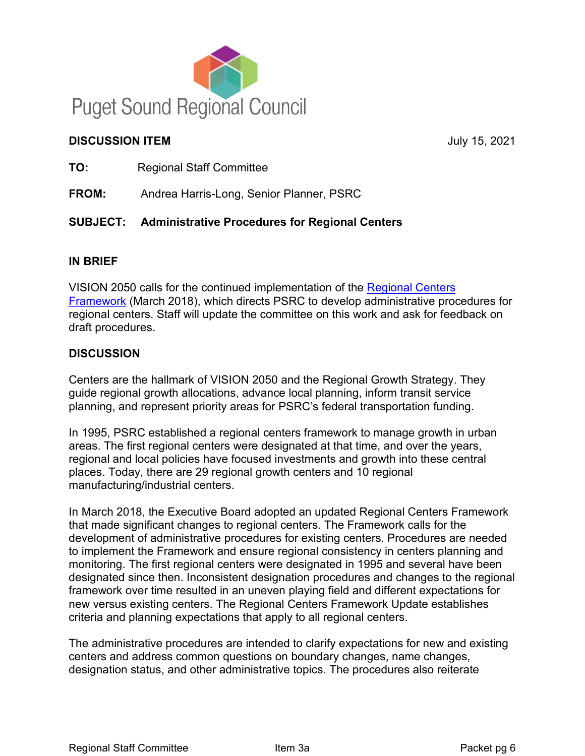# Puget Sound Regional Council

**DISCUSSION ITEM** July 15, 2021

**TO:** Regional Staff Committee

**FROM:** Andrea Harris-Long, Senior Planner, PSRC

**SUBJECT: Administrative Procedures for Regional Centers**

## IN BRIEF

VISION 2050 calls for the continued implementation of the Regional Centers Framework (March 2018), which directs PSRC to develop administrative procedures for regional centers. Staff will update the committee on this work and ask for feedback on draft procedures.

## DISCUSSION

Centers are the hallmark of VISION 2050 and the Regional Growth Strategy. They guide regional growth allocations, advance local planning, inform transit service planning, and represent priority areas for PSRC's federal transportation funding.

In 1995, PSRC established a regional centers framework to manage growth in urban areas. The first regional centers were designated at that time, and over the years, regional and local policies have focused investments and growth into these central places. Today, there are 29 regional growth centers and 10 regional manufacturing/industrial centers.

In March 2018, the Executive Board adopted an updated Regional Centers Framework that made significant changes to regional centers. The Framework calls for the development of administrative procedures for existing centers. Procedures are needed to implement the Framework and ensure regional consistency in centers planning and monitoring. The first regional centers were designated in 1995 and several have been designated since then. Inconsistent designation procedures and changes to the regional framework over time resulted in an uneven playing field and different expectations for new versus existing centers. The Regional Centers Framework Update establishes criteria and planning expectations that apply to all regional centers.

The administrative procedures are intended to clarify expectations for new and existing centers and address common questions on boundary changes, name changes, designation status, and other administrative topics. The procedures also reiterate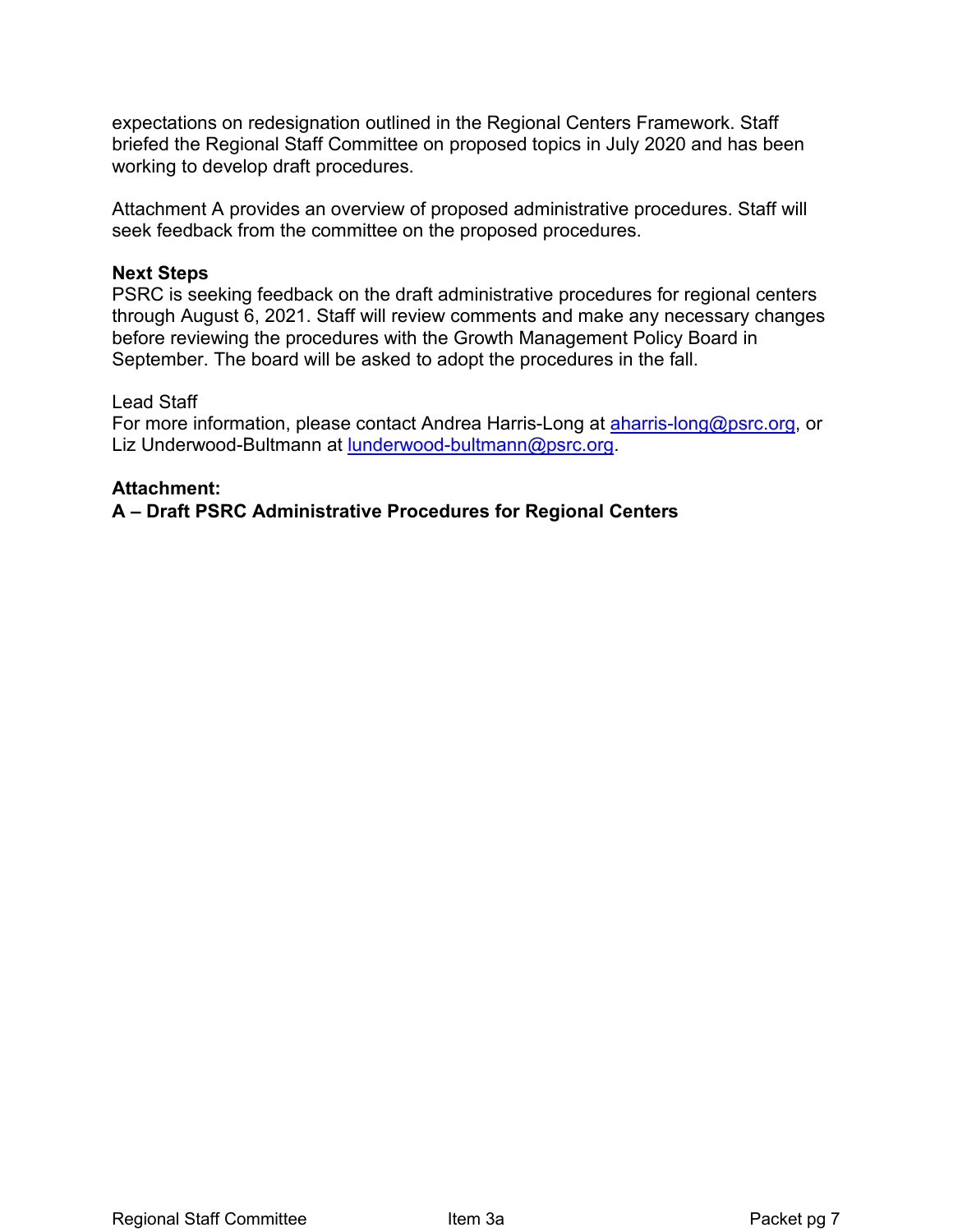expectations on redesignation outlined in the Regional Centers Framework. Staff briefed the Regional Staff Committee on proposed topics in July 2020 and has been working to develop draft procedures.

Attachment A provides an overview of proposed administrative procedures. Staff will seek feedback from the committee on the proposed procedures.

**Next Steps**
PSRC is seeking feedback on the draft administrative procedures for regional centers through August 6, 2021. Staff will review comments and make any necessary changes before reviewing the procedures with the Growth Management Policy Board in September. The board will be asked to adopt the procedures in the fall.

Lead Staff
For more information, please contact Andrea Harris-Long at [aharris-long@psrc.org](mailto:aharris-long@psrc.org), or Liz Underwood-Bultmann at [lunderwood-bultmann@psrc.org](mailto:lunderwood-bultmann@psrc.org).

**Attachment:**
**A – Draft PSRC Administrative Procedures for Regional Centers**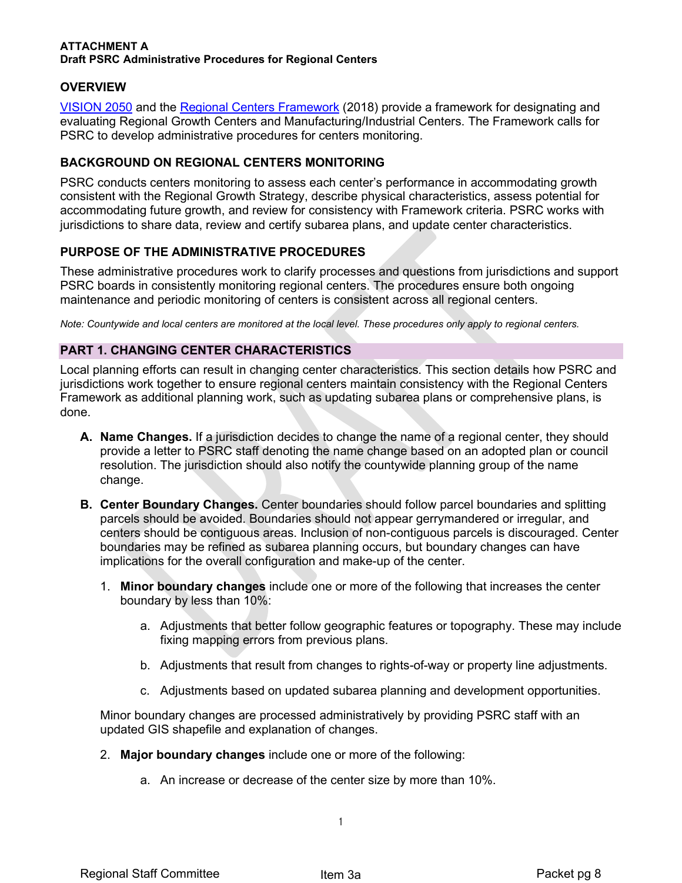**ATTACHMENT A**
**Draft PSRC Administrative Procedures for Regional Centers**

## OVERVIEW

VISION 2050 and the Regional Centers Framework (2018) provide a framework for designating and evaluating Regional Growth Centers and Manufacturing/Industrial Centers. The Framework calls for PSRC to develop administrative procedures for centers monitoring.

## BACKGROUND ON REGIONAL CENTERS MONITORING

PSRC conducts centers monitoring to assess each center's performance in accommodating growth consistent with the Regional Growth Strategy, describe physical characteristics, assess potential for accommodating future growth, and review for consistency with Framework criteria. PSRC works with jurisdictions to share data, review and certify subarea plans, and update center characteristics.

## PURPOSE OF THE ADMINISTRATIVE PROCEDURES

These administrative procedures work to clarify processes and questions from jurisdictions and support PSRC boards in consistently monitoring regional centers. The procedures ensure both ongoing maintenance and periodic monitoring of centers is consistent across all regional centers.

*Note: Countywide and local centers are monitored at the local level. These procedures only apply to regional centers.*

## PART 1. CHANGING CENTER CHARACTERISTICS

Local planning efforts can result in changing center characteristics. This section details how PSRC and jurisdictions work together to ensure regional centers maintain consistency with the Regional Centers Framework as additional planning work, such as updating subarea plans or comprehensive plans, is done.

A. **Name Changes.** If a jurisdiction decides to change the name of a regional center, they should provide a letter to PSRC staff denoting the name change based on an adopted plan or council resolution. The jurisdiction should also notify the countywide planning group of the name change.

B. **Center Boundary Changes.** Center boundaries should follow parcel boundaries and splitting parcels should be avoided. Boundaries should not appear gerrymandered or irregular, and centers should be contiguous areas. Inclusion of non-contiguous parcels is discouraged. Center boundaries may be refined as subarea planning occurs, but boundary changes can have implications for the overall configuration and make-up of the center.

   1. **Minor boundary changes** include one or more of the following that increases the center boundary by less than 10%:

      a. Adjustments that better follow geographic features or topography. These may include fixing mapping errors from previous plans.

      b. Adjustments that result from changes to rights-of-way or property line adjustments.

      c. Adjustments based on updated subarea planning and development opportunities.

   Minor boundary changes are processed administratively by providing PSRC staff with an updated GIS shapefile and explanation of changes.

   2. **Major boundary changes** include one or more of the following:

      a. An increase or decrease of the center size by more than 10%.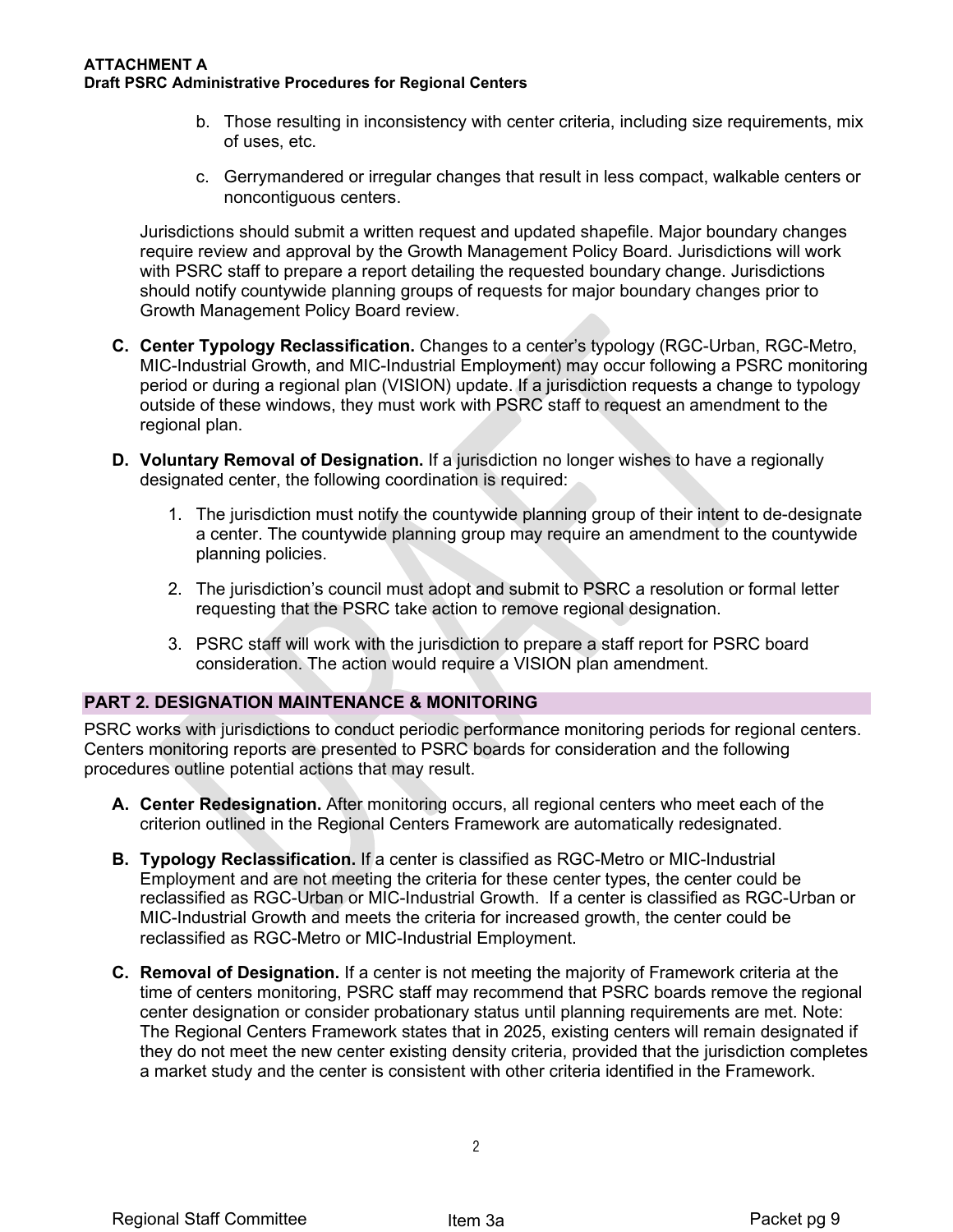b. Those resulting in inconsistency with center criteria, including size requirements, mix of uses, etc.

c. Gerrymandered or irregular changes that result in less compact, walkable centers or noncontiguous centers.

Jurisdictions should submit a written request and updated shapefile. Major boundary changes require review and approval by the Growth Management Policy Board. Jurisdictions will work with PSRC staff to prepare a report detailing the requested boundary change. Jurisdictions should notify countywide planning groups of requests for major boundary changes prior to Growth Management Policy Board review.

**C. Center Typology Reclassification.** Changes to a center's typology (RGC-Urban, RGC-Metro, MIC-Industrial Growth, and MIC-Industrial Employment) may occur following a PSRC monitoring period or during a regional plan (VISION) update. If a jurisdiction requests a change to typology outside of these windows, they must work with PSRC staff to request an amendment to the regional plan.

**D. Voluntary Removal of Designation.** If a jurisdiction no longer wishes to have a regionally designated center, the following coordination is required:

1. The jurisdiction must notify the countywide planning group of their intent to de-designate a center. The countywide planning group may require an amendment to the countywide planning policies.
2. The jurisdiction's council must adopt and submit to PSRC a resolution or formal letter requesting that the PSRC take action to remove regional designation.
3. PSRC staff will work with the jurisdiction to prepare a staff report for PSRC board consideration. The action would require a VISION plan amendment.

## PART 2. DESIGNATION MAINTENANCE & MONITORING

PSRC works with jurisdictions to conduct periodic performance monitoring periods for regional centers. Centers monitoring reports are presented to PSRC boards for consideration and the following procedures outline potential actions that may result.

**A. Center Redesignation.** After monitoring occurs, all regional centers who meet each of the criterion outlined in the Regional Centers Framework are automatically redesignated.

**B. Typology Reclassification.** If a center is classified as RGC-Metro or MIC-Industrial Employment and are not meeting the criteria for these center types, the center could be reclassified as RGC-Urban or MIC-Industrial Growth. If a center is classified as RGC-Urban or MIC-Industrial Growth and meets the criteria for increased growth, the center could be reclassified as RGC-Metro or MIC-Industrial Employment.

**C. Removal of Designation.** If a center is not meeting the majority of Framework criteria at the time of centers monitoring, PSRC staff may recommend that PSRC boards remove the regional center designation or consider probationary status until planning requirements are met. Note: The Regional Centers Framework states that in 2025, existing centers will remain designated if they do not meet the new center existing density criteria, provided that the jurisdiction completes a market study and the center is consistent with other criteria identified in the Framework.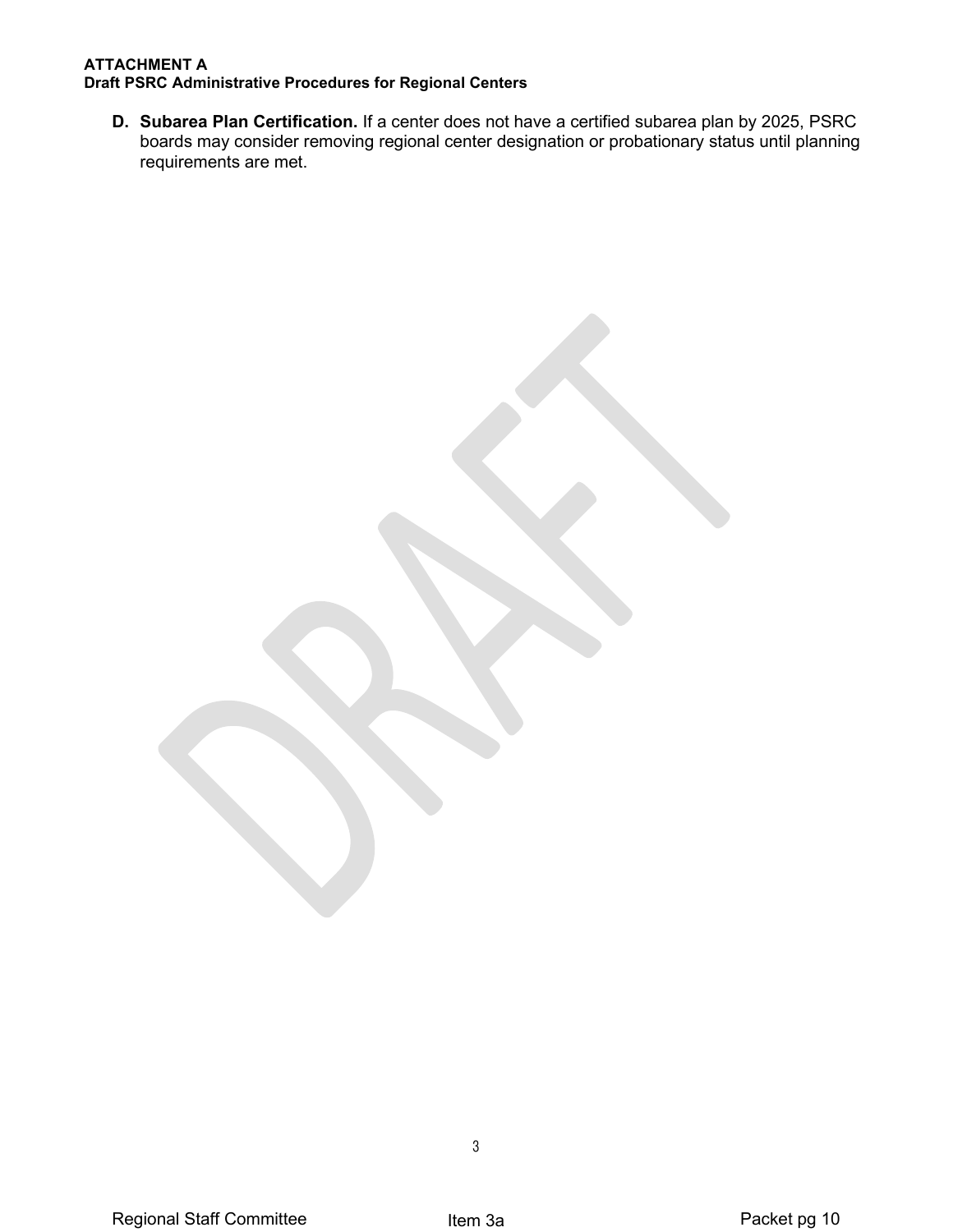**D. Subarea Plan Certification.** If a center does not have a certified subarea plan by 2025, PSRC boards may consider removing regional center designation or probationary status until planning requirements are met.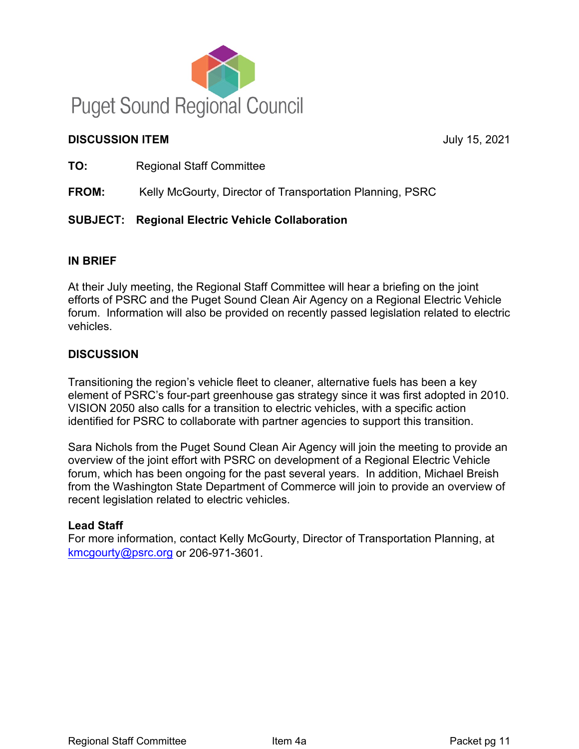Puget Sound Regional Council

**DISCUSSION ITEM** July 15, 2021

**TO:** Regional Staff Committee

**FROM:** Kelly McGourty, Director of Transportation Planning, PSRC

**SUBJECT: Regional Electric Vehicle Collaboration**

## IN BRIEF

At their July meeting, the Regional Staff Committee will hear a briefing on the joint efforts of PSRC and the Puget Sound Clean Air Agency on a Regional Electric Vehicle forum. Information will also be provided on recently passed legislation related to electric vehicles.

## DISCUSSION

Transitioning the region's vehicle fleet to cleaner, alternative fuels has been a key element of PSRC's four-part greenhouse gas strategy since it was first adopted in 2010. VISION 2050 also calls for a transition to electric vehicles, with a specific action identified for PSRC to collaborate with partner agencies to support this transition.

Sara Nichols from the Puget Sound Clean Air Agency will join the meeting to provide an overview of the joint effort with PSRC on development of a Regional Electric Vehicle forum, which has been ongoing for the past several years. In addition, Michael Breish from the Washington State Department of Commerce will join to provide an overview of recent legislation related to electric vehicles.

### Lead Staff

For more information, contact Kelly McGourty, Director of Transportation Planning, at kmcgourty@psrc.org or 206-971-3601.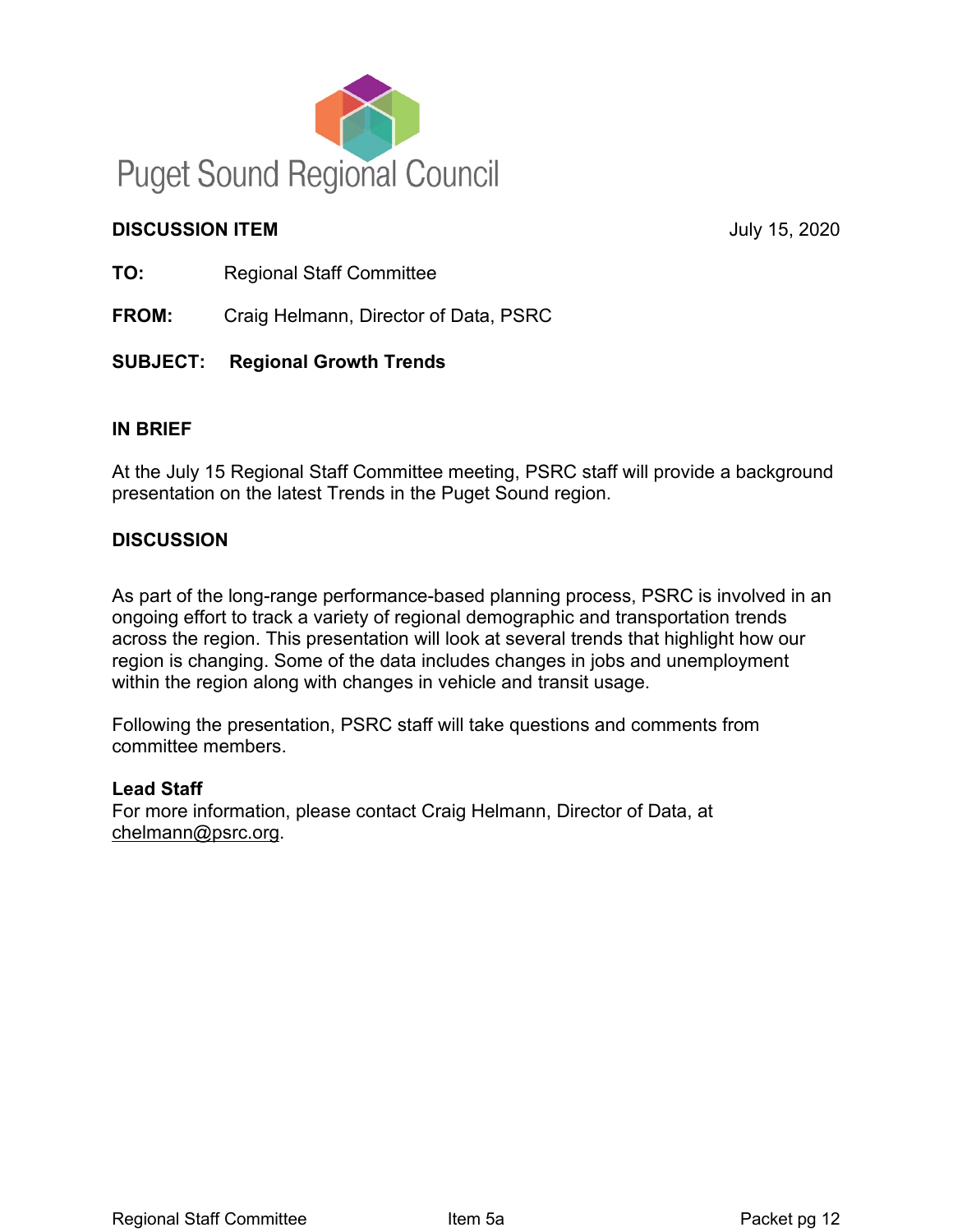Puget Sound Regional Council

**DISCUSSION ITEM** July 15, 2020

**TO:** Regional Staff Committee

**FROM:** Craig Helmann, Director of Data, PSRC

**SUBJECT:** **Regional Growth Trends**

## IN BRIEF

At the July 15 Regional Staff Committee meeting, PSRC staff will provide a background presentation on the latest Trends in the Puget Sound region.

## DISCUSSION

As part of the long-range performance-based planning process, PSRC is involved in an ongoing effort to track a variety of regional demographic and transportation trends across the region. This presentation will look at several trends that highlight how our region is changing. Some of the data includes changes in jobs and unemployment within the region along with changes in vehicle and transit usage.

Following the presentation, PSRC staff will take questions and comments from committee members.

**Lead Staff**
For more information, please contact Craig Helmann, Director of Data, at chelmann@psrc.org.